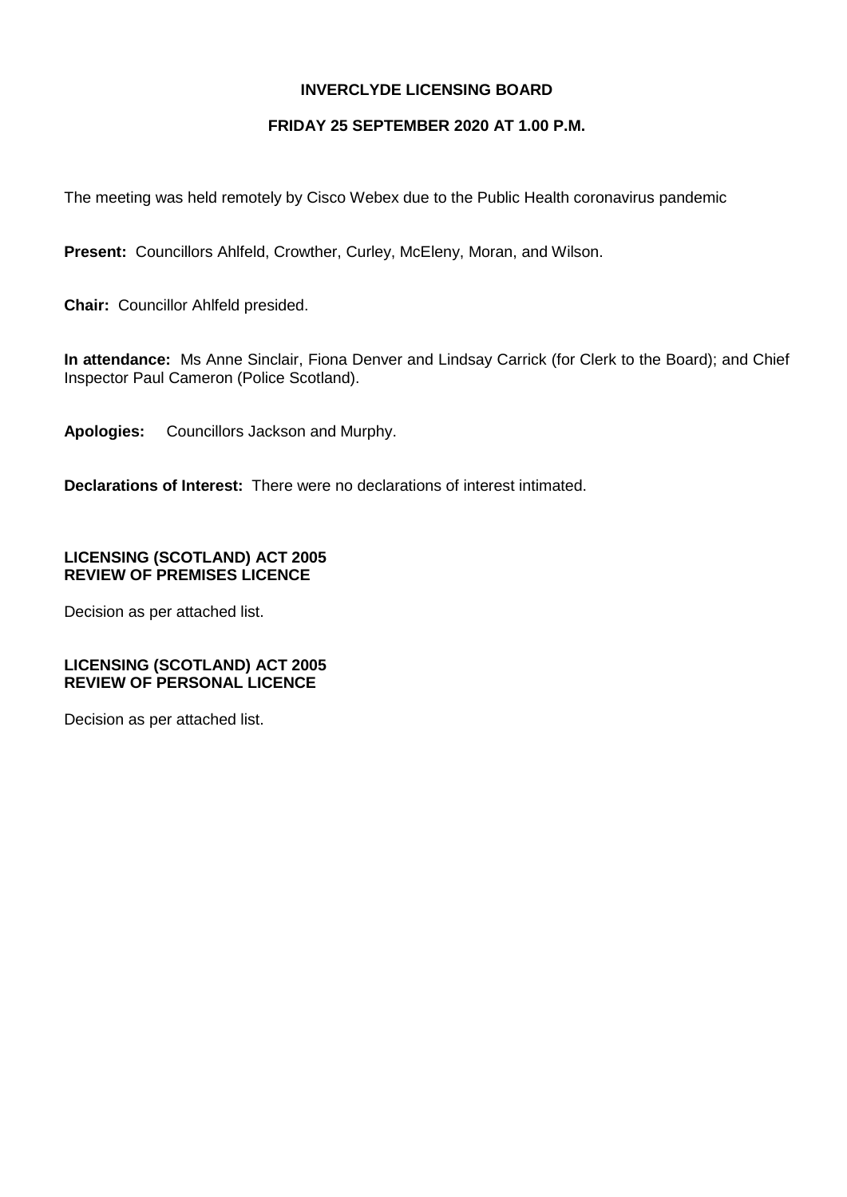# INVERCLYDE LICENSING BOARD

## FRIDAY 25 SEPTEMBER 2020 AT 1.00 P.M.

The meeting was held remotely by Cisco Webex due to the Public Health coronavirus pandemic

**Present:** Councillors Ahlfeld, Crowther, Curley, McEleny, Moran, and Wilson.

**Chair:** Councillor Ahlfeld presided.

**In attendance:** Ms Anne Sinclair, Fiona Denver and Lindsay Carrick (for Clerk to the Board); and Chief Inspector Paul Cameron (Police Scotland).

**Apologies:** Councillors Jackson and Murphy.

**Declarations of Interest:** There were no declarations of interest intimated.

**LICENSING (SCOTLAND) ACT 2005**
**REVIEW OF PREMISES LICENCE**

Decision as per attached list.

**LICENSING (SCOTLAND) ACT 2005**
**REVIEW OF PERSONAL LICENCE**

Decision as per attached list.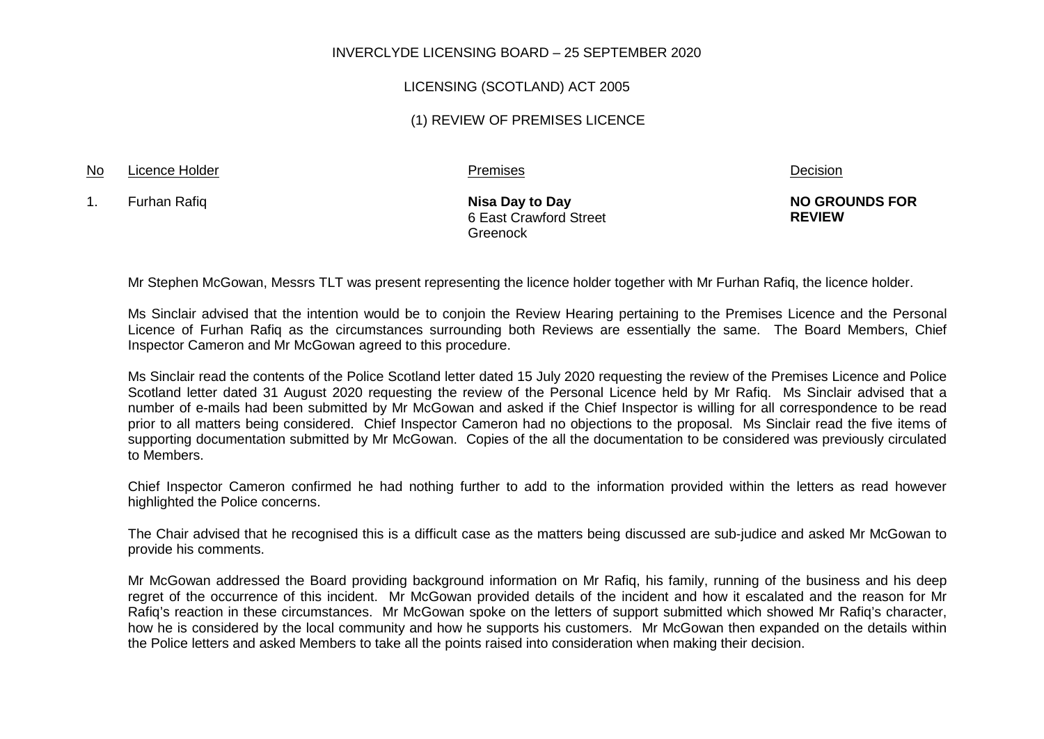INVERCLYDE LICENSING BOARD – 25 SEPTEMBER 2020

LICENSING (SCOTLAND) ACT 2005

(1) REVIEW OF PREMISES LICENCE

| No | Licence Holder | Premises | Decision |
| --- | --- | --- | --- |
| 1. | Furhan Rafiq | **Nisa Day to Day**<br>6 East Crawford Street<br>Greenock | **NO GROUNDS FOR REVIEW** |

Mr Stephen McGowan, Messrs TLT was present representing the licence holder together with Mr Furhan Rafiq, the licence holder.

Ms Sinclair advised that the intention would be to conjoin the Review Hearing pertaining to the Premises Licence and the Personal Licence of Furhan Rafiq as the circumstances surrounding both Reviews are essentially the same. The Board Members, Chief Inspector Cameron and Mr McGowan agreed to this procedure.

Ms Sinclair read the contents of the Police Scotland letter dated 15 July 2020 requesting the review of the Premises Licence and Police Scotland letter dated 31 August 2020 requesting the review of the Personal Licence held by Mr Rafiq. Ms Sinclair advised that a number of e-mails had been submitted by Mr McGowan and asked if the Chief Inspector is willing for all correspondence to be read prior to all matters being considered. Chief Inspector Cameron had no objections to the proposal. Ms Sinclair read the five items of supporting documentation submitted by Mr McGowan. Copies of the all the documentation to be considered was previously circulated to Members.

Chief Inspector Cameron confirmed he had nothing further to add to the information provided within the letters as read however highlighted the Police concerns.

The Chair advised that he recognised this is a difficult case as the matters being discussed are sub-judice and asked Mr McGowan to provide his comments.

Mr McGowan addressed the Board providing background information on Mr Rafiq, his family, running of the business and his deep regret of the occurrence of this incident. Mr McGowan provided details of the incident and how it escalated and the reason for Mr Rafiq's reaction in these circumstances. Mr McGowan spoke on the letters of support submitted which showed Mr Rafiq's character, how he is considered by the local community and how he supports his customers. Mr McGowan then expanded on the details within the Police letters and asked Members to take all the points raised into consideration when making their decision.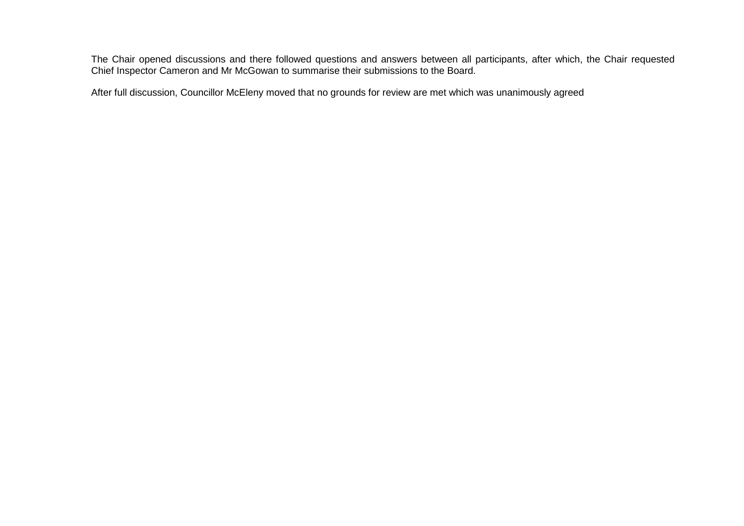The Chair opened discussions and there followed questions and answers between all participants, after which, the Chair requested Chief Inspector Cameron and Mr McGowan to summarise their submissions to the Board.

After full discussion, Councillor McEleny moved that no grounds for review are met which was unanimously agreed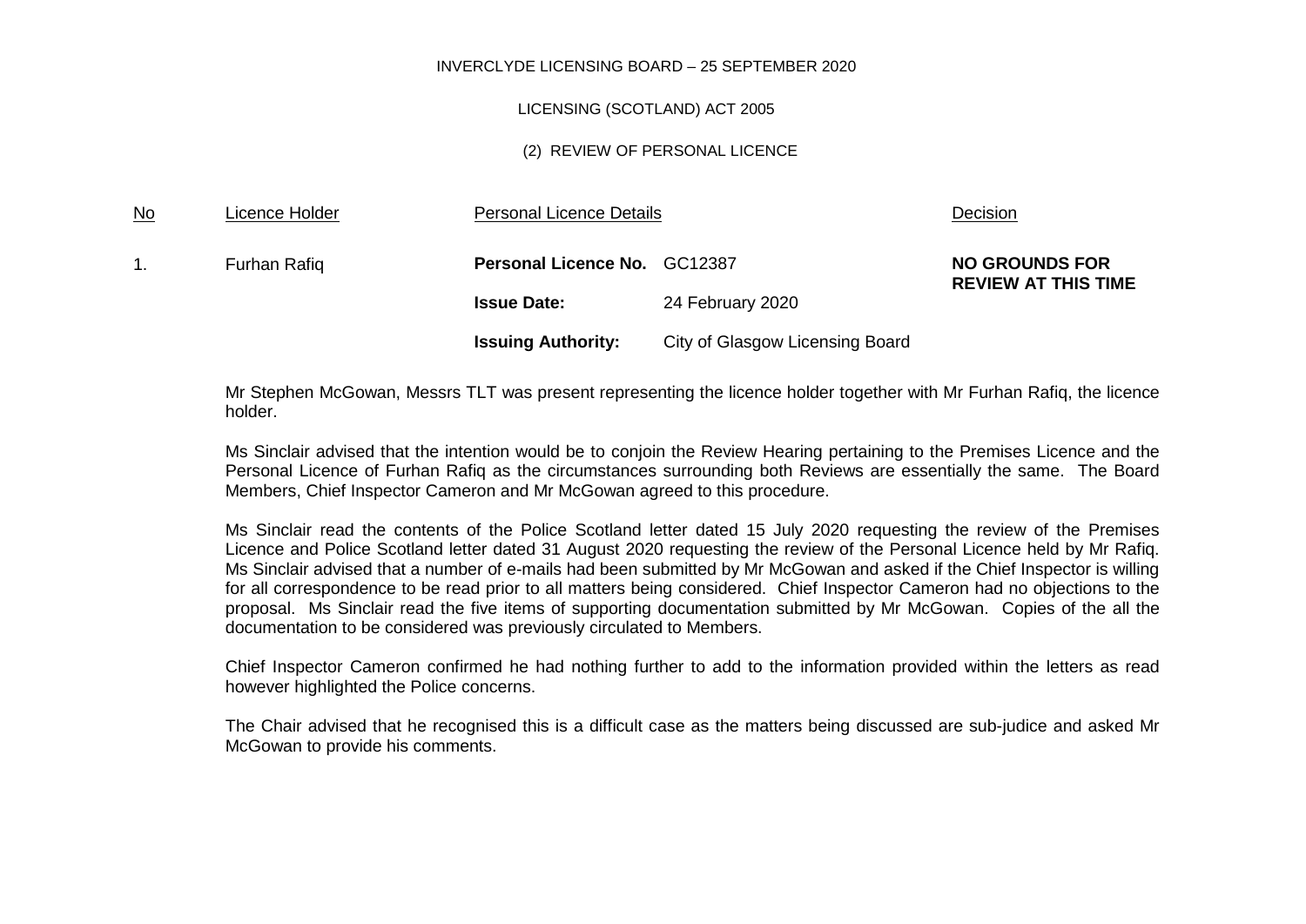INVERCLYDE LICENSING BOARD – 25 SEPTEMBER 2020

LICENSING (SCOTLAND) ACT 2005

(2) REVIEW OF PERSONAL LICENCE

| No | Licence Holder | Personal Licence Details | | Decision |
|---|---|---|---|---|
| 1. | Furhan Rafiq | **Personal Licence No.** | GC12387 | **NO GROUNDS FOR REVIEW AT THIS TIME** |
| | | **Issue Date:** | 24 February 2020 | |
| | | **Issuing Authority:** | City of Glasgow Licensing Board | |

Mr Stephen McGowan, Messrs TLT was present representing the licence holder together with Mr Furhan Rafiq, the licence holder.

Ms Sinclair advised that the intention would be to conjoin the Review Hearing pertaining to the Premises Licence and the Personal Licence of Furhan Rafiq as the circumstances surrounding both Reviews are essentially the same. The Board Members, Chief Inspector Cameron and Mr McGowan agreed to this procedure.

Ms Sinclair read the contents of the Police Scotland letter dated 15 July 2020 requesting the review of the Premises Licence and Police Scotland letter dated 31 August 2020 requesting the review of the Personal Licence held by Mr Rafiq. Ms Sinclair advised that a number of e-mails had been submitted by Mr McGowan and asked if the Chief Inspector is willing for all correspondence to be read prior to all matters being considered. Chief Inspector Cameron had no objections to the proposal. Ms Sinclair read the five items of supporting documentation submitted by Mr McGowan. Copies of the all the documentation to be considered was previously circulated to Members.

Chief Inspector Cameron confirmed he had nothing further to add to the information provided within the letters as read however highlighted the Police concerns.

The Chair advised that he recognised this is a difficult case as the matters being discussed are sub-judice and asked Mr McGowan to provide his comments.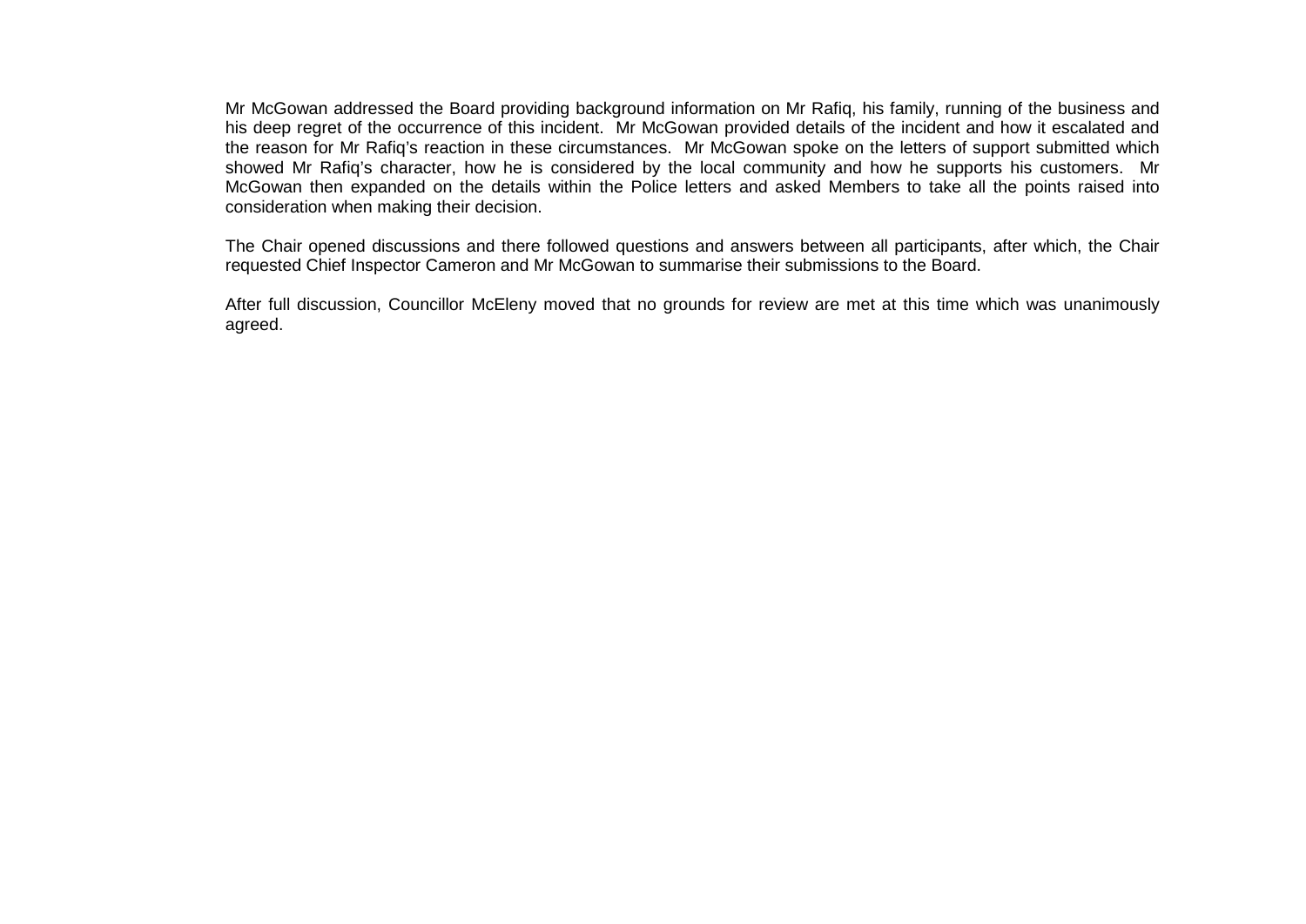Mr McGowan addressed the Board providing background information on Mr Rafiq, his family, running of the business and his deep regret of the occurrence of this incident. Mr McGowan provided details of the incident and how it escalated and the reason for Mr Rafiq's reaction in these circumstances. Mr McGowan spoke on the letters of support submitted which showed Mr Rafiq's character, how he is considered by the local community and how he supports his customers. Mr McGowan then expanded on the details within the Police letters and asked Members to take all the points raised into consideration when making their decision.

The Chair opened discussions and there followed questions and answers between all participants, after which, the Chair requested Chief Inspector Cameron and Mr McGowan to summarise their submissions to the Board.

After full discussion, Councillor McEleny moved that no grounds for review are met at this time which was unanimously agreed.